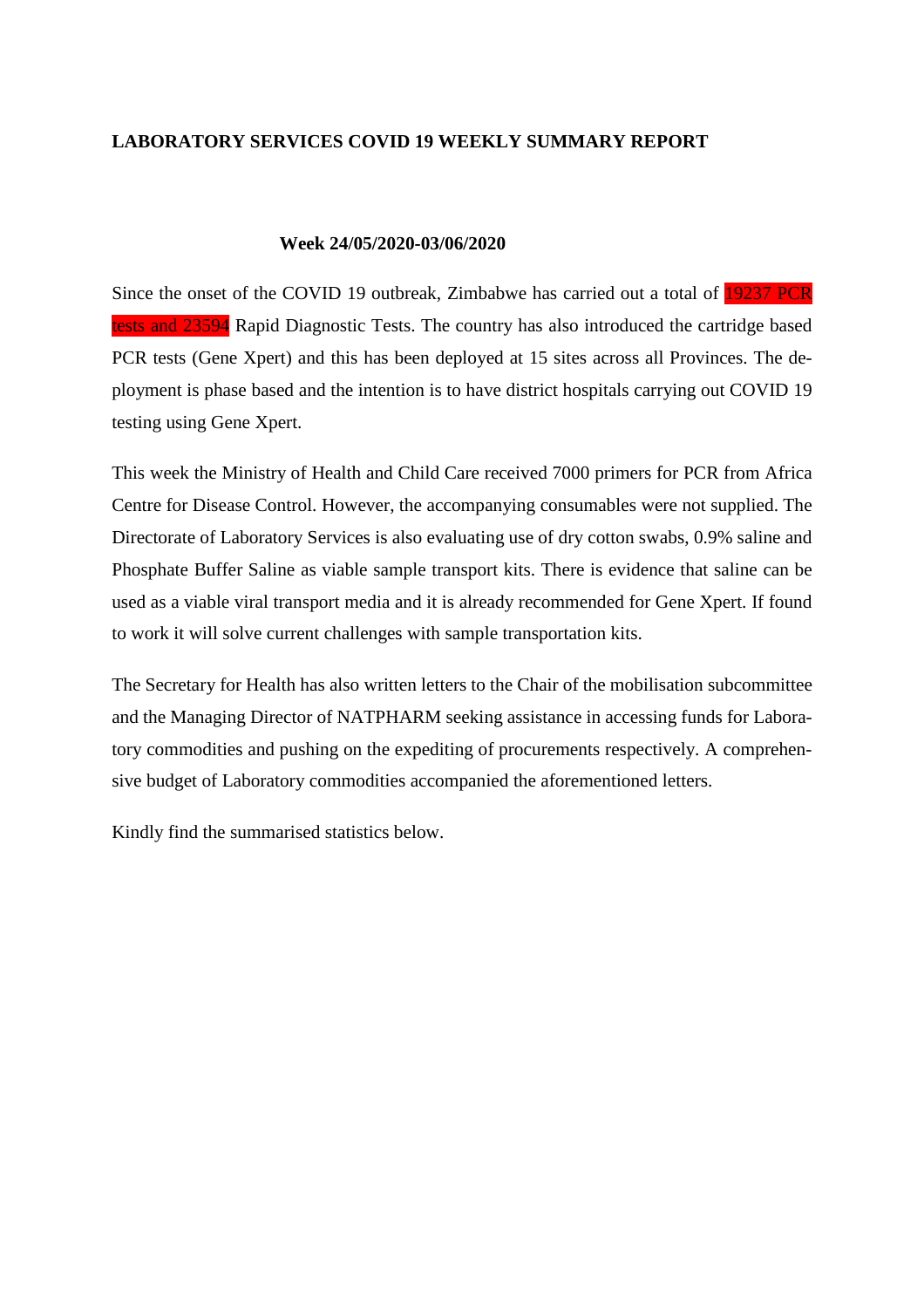## LABORATORY SERVICES COVID 19 WEEKLY SUMMARY REPORT

**Week 24/05/2020-03/06/2020**

Since the onset of the COVID 19 outbreak, Zimbabwe has carried out a total of 19237 PCR tests and 23594 Rapid Diagnostic Tests. The country has also introduced the cartridge based PCR tests (Gene Xpert) and this has been deployed at 15 sites across all Provinces. The deployment is phase based and the intention is to have district hospitals carrying out COVID 19 testing using Gene Xpert.

This week the Ministry of Health and Child Care received 7000 primers for PCR from Africa Centre for Disease Control. However, the accompanying consumables were not supplied. The Directorate of Laboratory Services is also evaluating use of dry cotton swabs, 0.9% saline and Phosphate Buffer Saline as viable sample transport kits. There is evidence that saline can be used as a viable viral transport media and it is already recommended for Gene Xpert. If found to work it will solve current challenges with sample transportation kits.

The Secretary for Health has also written letters to the Chair of the mobilisation subcommittee and the Managing Director of NATPHARM seeking assistance in accessing funds for Laboratory commodities and pushing on the expediting of procurements respectively. A comprehensive budget of Laboratory commodities accompanied the aforementioned letters.

Kindly find the summarised statistics below.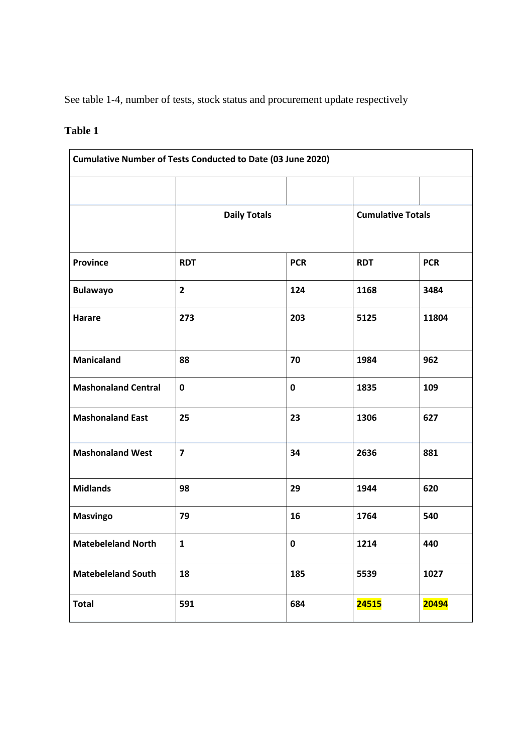See table 1-4, number of tests, stock status and procurement update respectively

**Table 1**

| **Cumulative Number of Tests Conducted to Date (03 June 2020)** | | | | |
|---|---|---|---|---|
| | | | | |
| | **Daily Totals** | | **Cumulative Totals** | |
| **Province** | **RDT** | **PCR** | **RDT** | **PCR** |
| **Bulawayo** | **2** | **124** | **1168** | **3484** |
| **Harare** | **273** | **203** | **5125** | **11804** |
| **Manicaland** | **88** | **70** | **1984** | **962** |
| **Mashonaland Central** | **0** | **0** | **1835** | **109** |
| **Mashonaland East** | **25** | **23** | **1306** | **627** |
| **Mashonaland West** | **7** | **34** | **2636** | **881** |
| **Midlands** | **98** | **29** | **1944** | **620** |
| **Masvingo** | **79** | **16** | **1764** | **540** |
| **Matebeleland North** | **1** | **0** | **1214** | **440** |
| **Matebeleland South** | **18** | **185** | **5539** | **1027** |
| **Total** | **591** | **684** | **24515** | **20494** |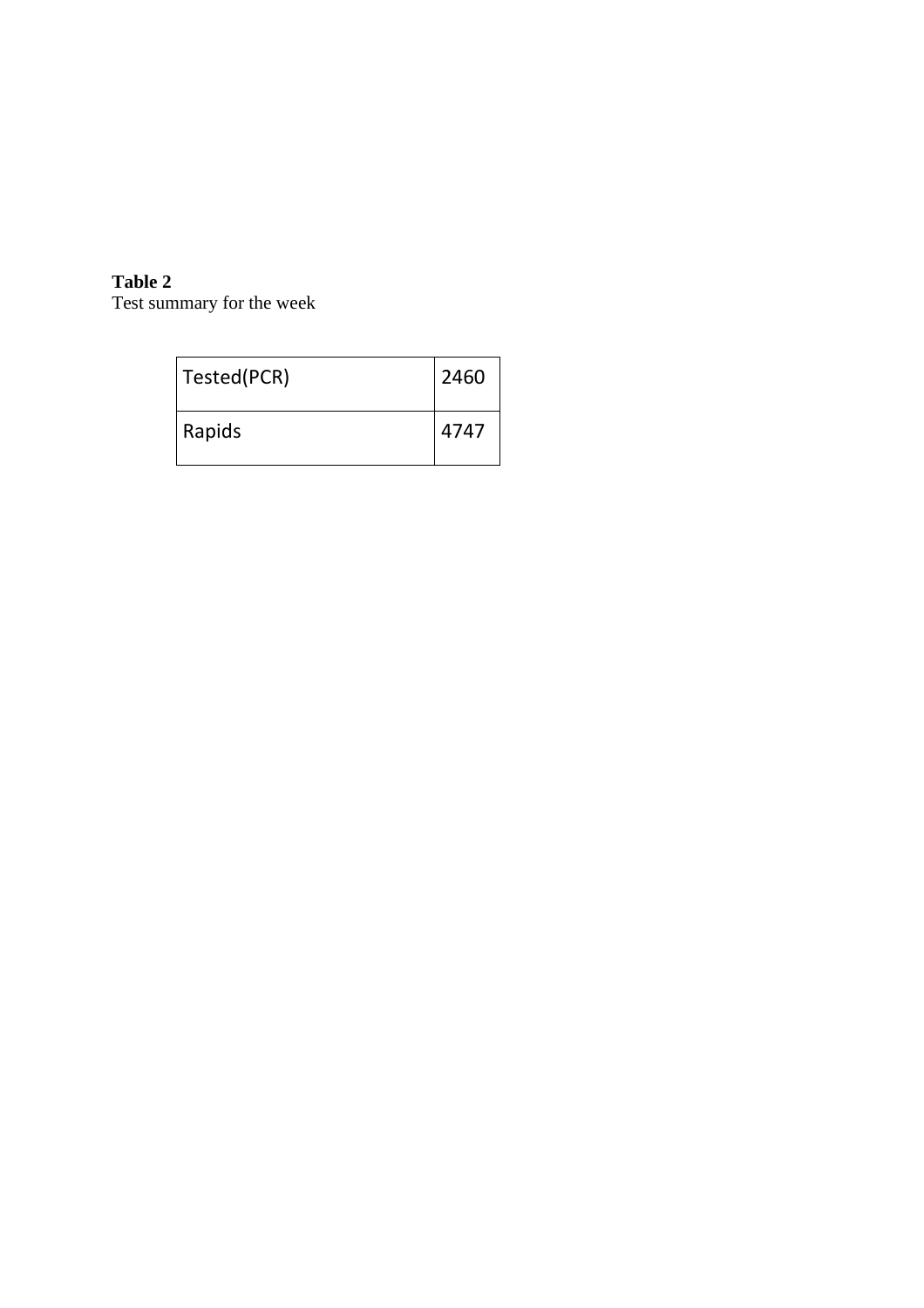**Table 2**
Test summary for the week

| Tested(PCR) | 2460 |
| --- | --- |
| Rapids | 4747 |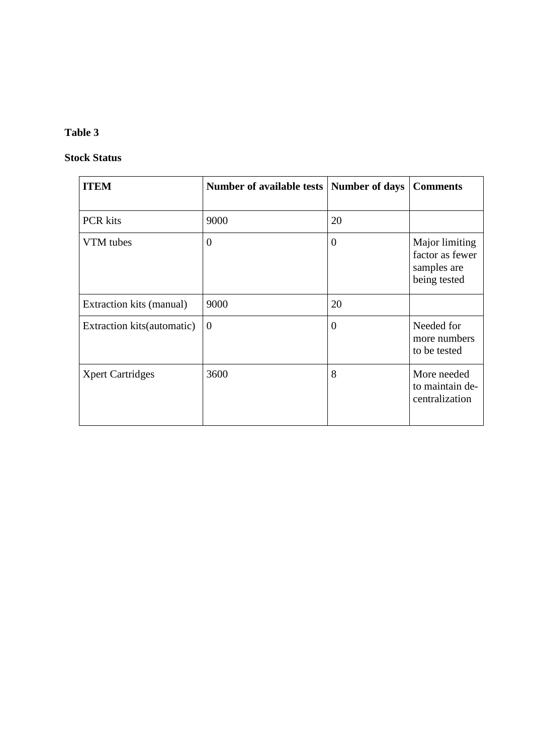**Table 3**

**Stock Status**

| ITEM | Number of available tests | Number of days | Comments |
|---|---|---|---|
| PCR kits | 9000 | 20 | |
| VTM tubes | 0 | 0 | Major limiting factor as fewer samples are being tested |
| Extraction kits (manual) | 9000 | 20 | |
| Extraction kits(automatic) | 0 | 0 | Needed for more numbers to be tested |
| Xpert Cartridges | 3600 | 8 | More needed to maintain de-centralization |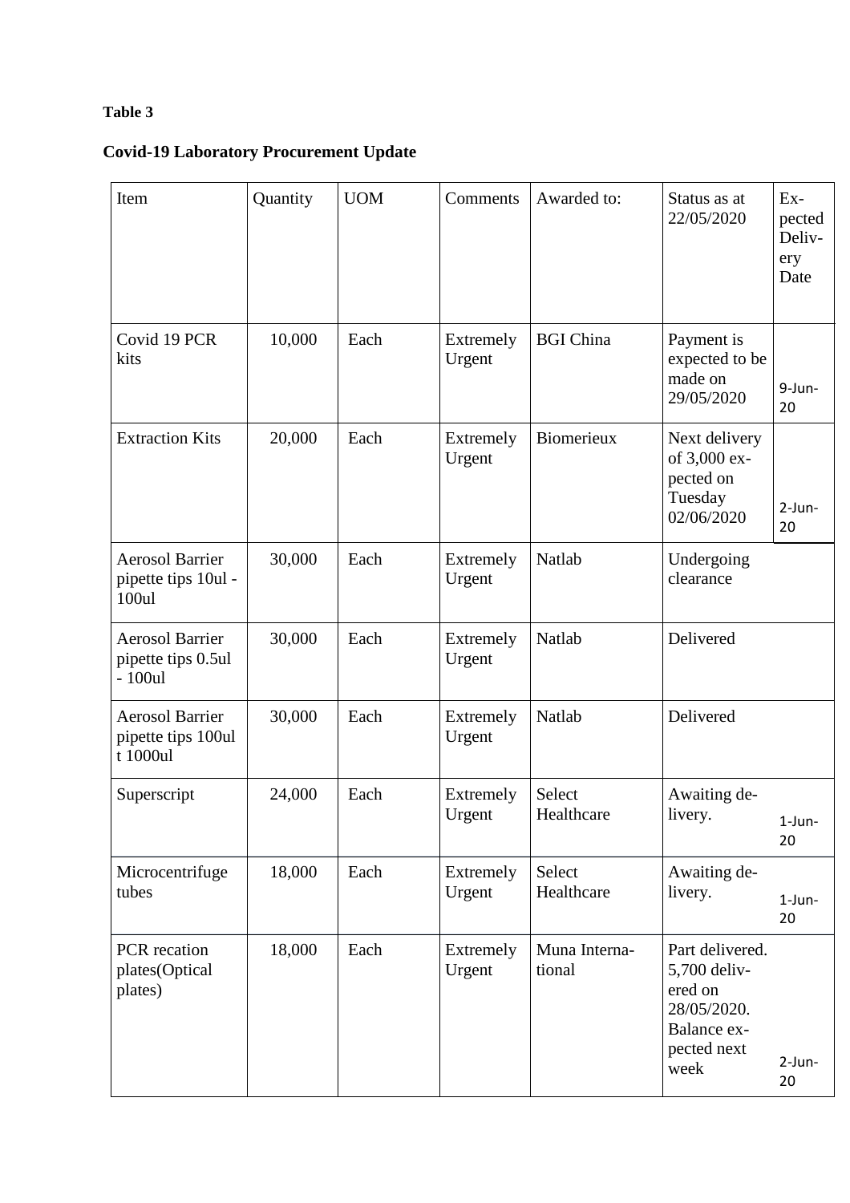**Table 3**

**Covid-19 Laboratory Procurement Update**

| Item | Quantity | UOM | Comments | Awarded to: | Status as at 22/05/2020 | Expected Delivery Date |
|---|---|---|---|---|---|---|
| Covid 19 PCR kits | 10,000 | Each | Extremely Urgent | BGI China | Payment is expected to be made on 29/05/2020 | 9-Jun-20 |
| Extraction Kits | 20,000 | Each | Extremely Urgent | Biomerieux | Next delivery of 3,000 expected on Tuesday 02/06/2020 | 2-Jun-20 |
| Aerosol Barrier pipette tips 10ul - 100ul | 30,000 | Each | Extremely Urgent | Natlab | Undergoing clearance | |
| Aerosol Barrier pipette tips 0.5ul - 100ul | 30,000 | Each | Extremely Urgent | Natlab | Delivered | |
| Aerosol Barrier pipette tips 100ul t 1000ul | 30,000 | Each | Extremely Urgent | Natlab | Delivered | |
| Superscript | 24,000 | Each | Extremely Urgent | Select Healthcare | Awaiting delivery. | 1-Jun-20 |
| Microcentrifuge tubes | 18,000 | Each | Extremely Urgent | Select Healthcare | Awaiting delivery. | 1-Jun-20 |
| PCR recation plates(Optical plates) | 18,000 | Each | Extremely Urgent | Muna International | Part delivered. 5,700 delivered on 28/05/2020. Balance expected next week | 2-Jun-20 |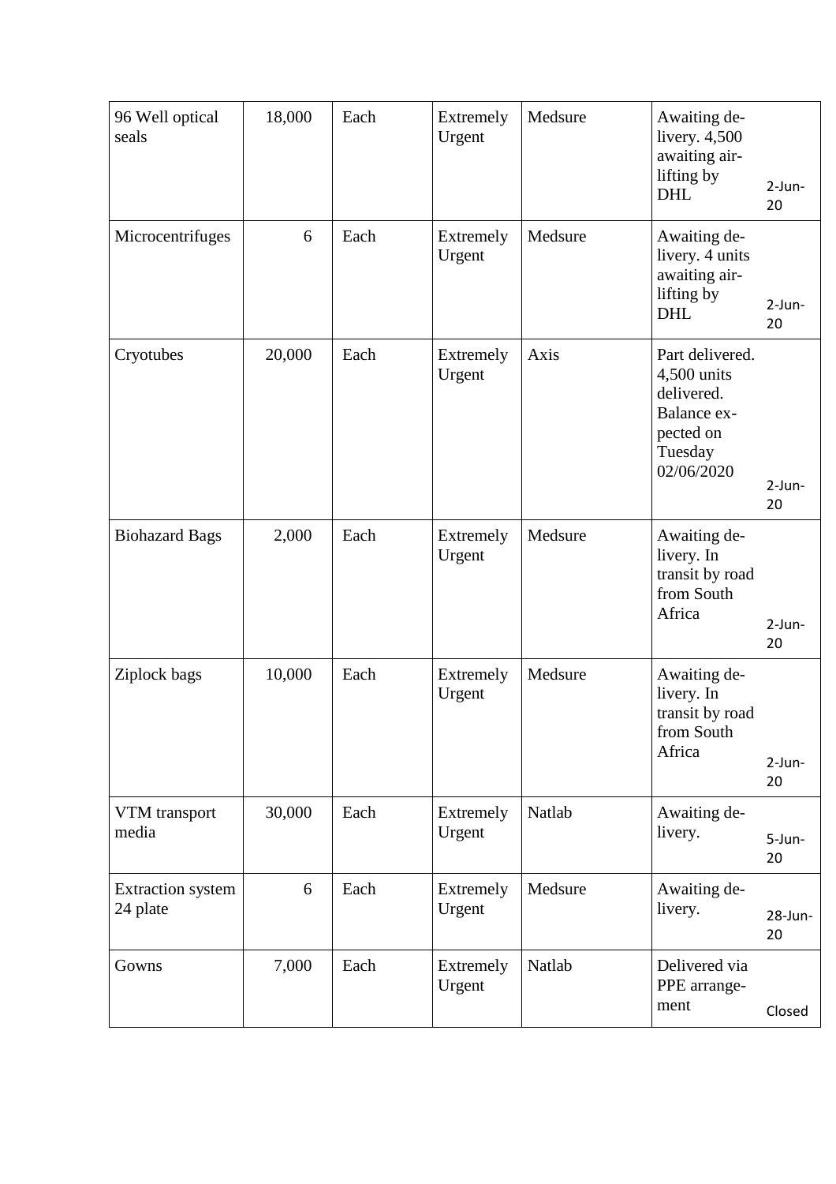| 96 Well optical seals | 18,000 | Each | Extremely Urgent | Medsure | Awaiting delivery. 4,500 awaiting airlifting by DHL | 2-Jun-20 |
|---|---|---|---|---|---|---|
| Microcentrifuges | 6 | Each | Extremely Urgent | Medsure | Awaiting delivery. 4 units awaiting airlifting by DHL | 2-Jun-20 |
| Cryotubes | 20,000 | Each | Extremely Urgent | Axis | Part delivered. 4,500 units delivered. Balance expected on Tuesday 02/06/2020 | 2-Jun-20 |
| Biohazard Bags | 2,000 | Each | Extremely Urgent | Medsure | Awaiting delivery. In transit by road from South Africa | 2-Jun-20 |
| Ziplock bags | 10,000 | Each | Extremely Urgent | Medsure | Awaiting delivery. In transit by road from South Africa | 2-Jun-20 |
| VTM transport media | 30,000 | Each | Extremely Urgent | Natlab | Awaiting delivery. | 5-Jun-20 |
| Extraction system 24 plate | 6 | Each | Extremely Urgent | Medsure | Awaiting delivery. | 28-Jun-20 |
| Gowns | 7,000 | Each | Extremely Urgent | Natlab | Delivered via PPE arrangement | Closed |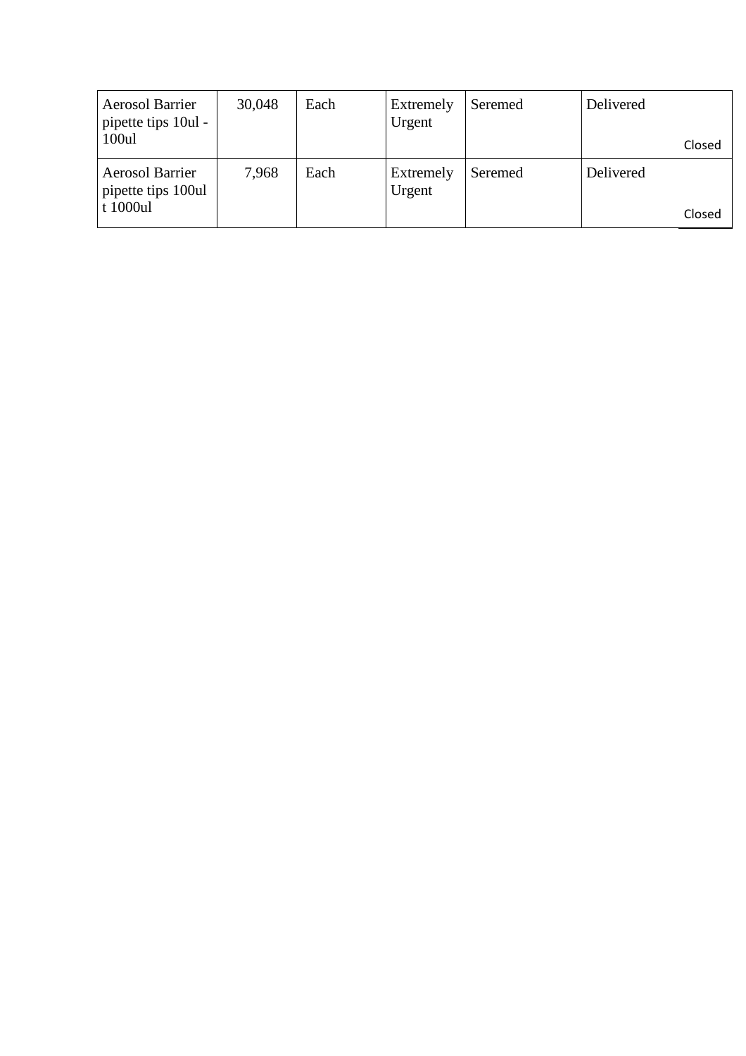| | | | | | |
|---|---|---|---|---|---|
| Aerosol Barrier pipette tips 10ul - 100ul | 30,048 | Each | Extremely Urgent | Seremed | Delivered Closed |
| Aerosol Barrier pipette tips 100ul t 1000ul | 7,968 | Each | Extremely Urgent | Seremed | Delivered Closed |